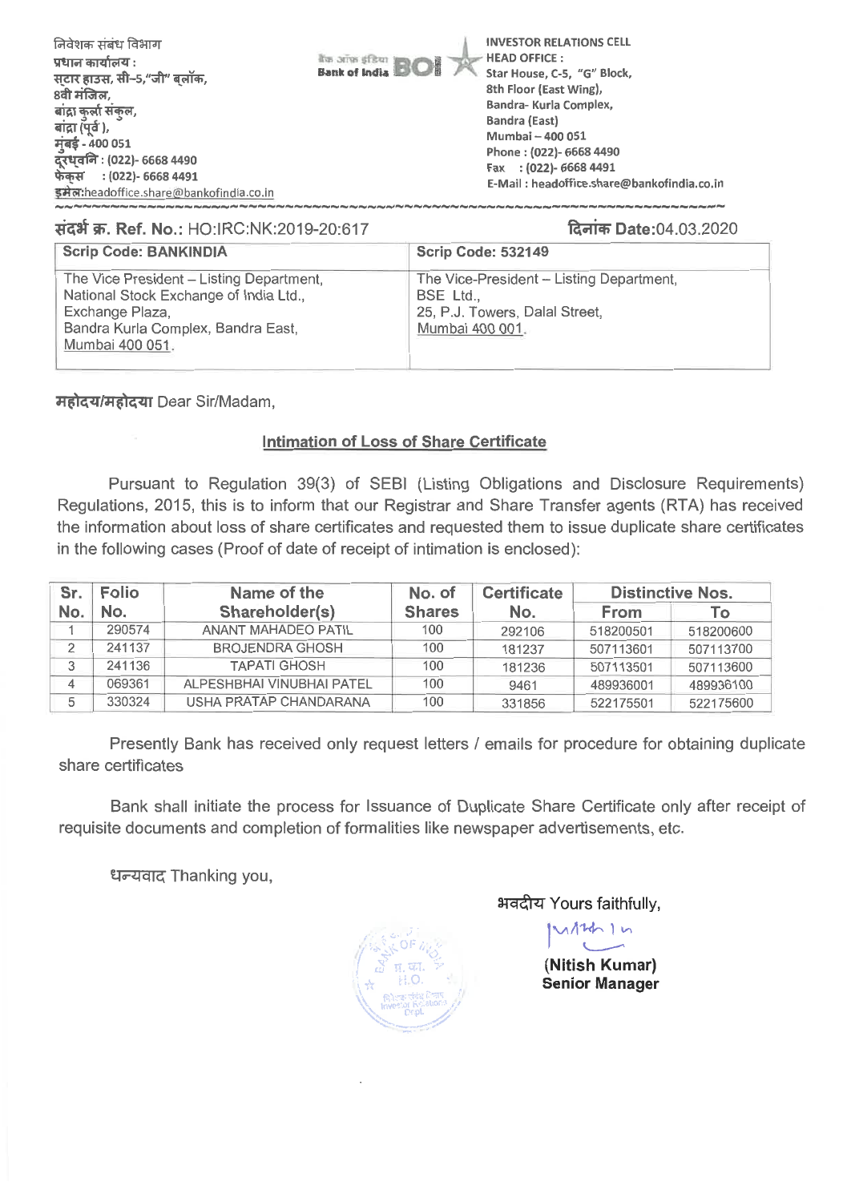निवेशक संबंध विभाग
प्रधान कार्यालय :
स्टार हाउस, सी-5,"जी" ब्लॉक,
8वी मंजिल,
बांद्रा कुर्ला संकुल,
बांद्रा (पूर्व ),
मुंबई - 400 051
दूरध्वनि : (022)- 6668 4490
फेक्स : (022)- 6668 4491
इमेल:headoffice.share@bankofindia.co.in

बैंक ऑफ इंडिया Bank of India BOI

INVESTOR RELATIONS CELL
HEAD OFFICE :
Star House, C-5, "G" Block,
8th Floor (East Wing),
Bandra- Kurla Complex,
Bandra (East)
Mumbai – 400 051
Phone : (022)- 6668 4490
Fax : (022)- 6668 4491
E-Mail : headoffice.share@bankofindia.co.in

**संदर्भ क्र. Ref. No.:** HO:IRC:NK:2019-20:617

**दिनांक Date:**04.03.2020

| Scrip Code: BANKINDIA | Scrip Code: 532149 |
|---|---|
| The Vice President – Listing Department, National Stock Exchange of India Ltd., Exchange Plaza, Bandra Kurla Complex, Bandra East, Mumbai 400 051. | The Vice-President – Listing Department, BSE Ltd., 25, P.J. Towers, Dalal Street, Mumbai 400 001. |

महोदय/महोदया Dear Sir/Madam,

## Intimation of Loss of Share Certificate

Pursuant to Regulation 39(3) of SEBI (Listing Obligations and Disclosure Requirements) Regulations, 2015, this is to inform that our Registrar and Share Transfer agents (RTA) has received the information about loss of share certificates and requested them to issue duplicate share certificates in the following cases (Proof of date of receipt of intimation is enclosed):

| Sr. No. | Folio No. | Name of the Shareholder(s) | No. of Shares | Certificate No. | Distinctive Nos. | |
|---|---|---|---|---|---|---|
| | | | | | From | To |
| 1 | 290574 | ANANT MAHADEO PATIL | 100 | 292106 | 518200501 | 518200600 |
| 2 | 241137 | BROJENDRA GHOSH | 100 | 181237 | 507113601 | 507113700 |
| 3 | 241136 | TAPATI GHOSH | 100 | 181236 | 507113501 | 507113600 |
| 4 | 069361 | ALPESHBHAI VINUBHAI PATEL | 100 | 9461 | 489936001 | 489936100 |
| 5 | 330324 | USHA PRATAP CHANDARANA | 100 | 331856 | 522175501 | 522175600 |

Presently Bank has received only request letters / emails for procedure for obtaining duplicate share certificates

Bank shall initiate the process for Issuance of Duplicate Share Certificate only after receipt of requisite documents and completion of formalities like newspaper advertisements, etc.

धन्यवाद Thanking you,

भवदीय Yours faithfully,

**(Nitish Kumar)**
**Senior Manager**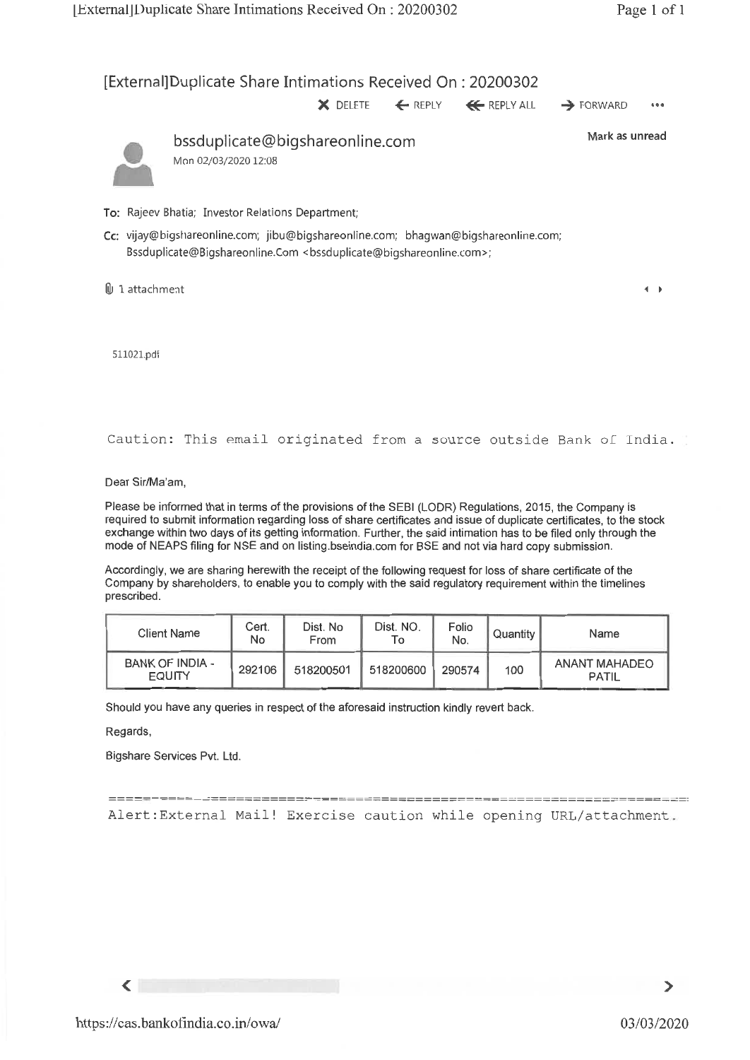# [External]Duplicate Share Intimations Received On : 20200302

✕ DELETE ← REPLY ⇐ REPLY ALL → FORWARD •••

**bssduplicate@bigshareonline.com**

Mon 02/03/2020 12:08

Mark as unread

To: Rajeev Bhatia; Investor Relations Department;

Cc: vijay@bigshareonline.com; jibu@bigshareonline.com; bhagwan@bigshareonline.com; Bssduplicate@Bigshareonline.Com <bssduplicate@bigshareonline.com>;

1 attachment

511021.pdf

Caution: This email originated from a source outside Bank of India.

Dear Sir/Ma'am,

Please be informed that in terms of the provisions of the SEBI (LODR) Regulations, 2015, the Company is required to submit information regarding loss of share certificates and issue of duplicate certificates, to the stock exchange within two days of its getting information. Further, the said intimation has to be filed only through the mode of NEAPS filing for NSE and on listing.bseindia.com for BSE and not via hard copy submission.

Accordingly, we are sharing herewith the receipt of the following request for loss of share certificate of the Company by shareholders, to enable you to comply with the said regulatory requirement within the timelines prescribed.

| Client Name | Cert. No | Dist. No From | Dist. NO. To | Folio No. | Quantity | Name |
|---|---|---|---|---|---|---|
| BANK OF INDIA - EQUITY | 292106 | 518200501 | 518200600 | 290574 | 100 | ANANT MAHADEO PATIL |

Should you have any queries in respect of the aforesaid instruction kindly revert back.

Regards,

Bigshare Services Pvt. Ltd.

Alert:External Mail! Exercise caution while opening URL/attachment.

https://cas.bankofindia.co.in/owa/

03/03/2020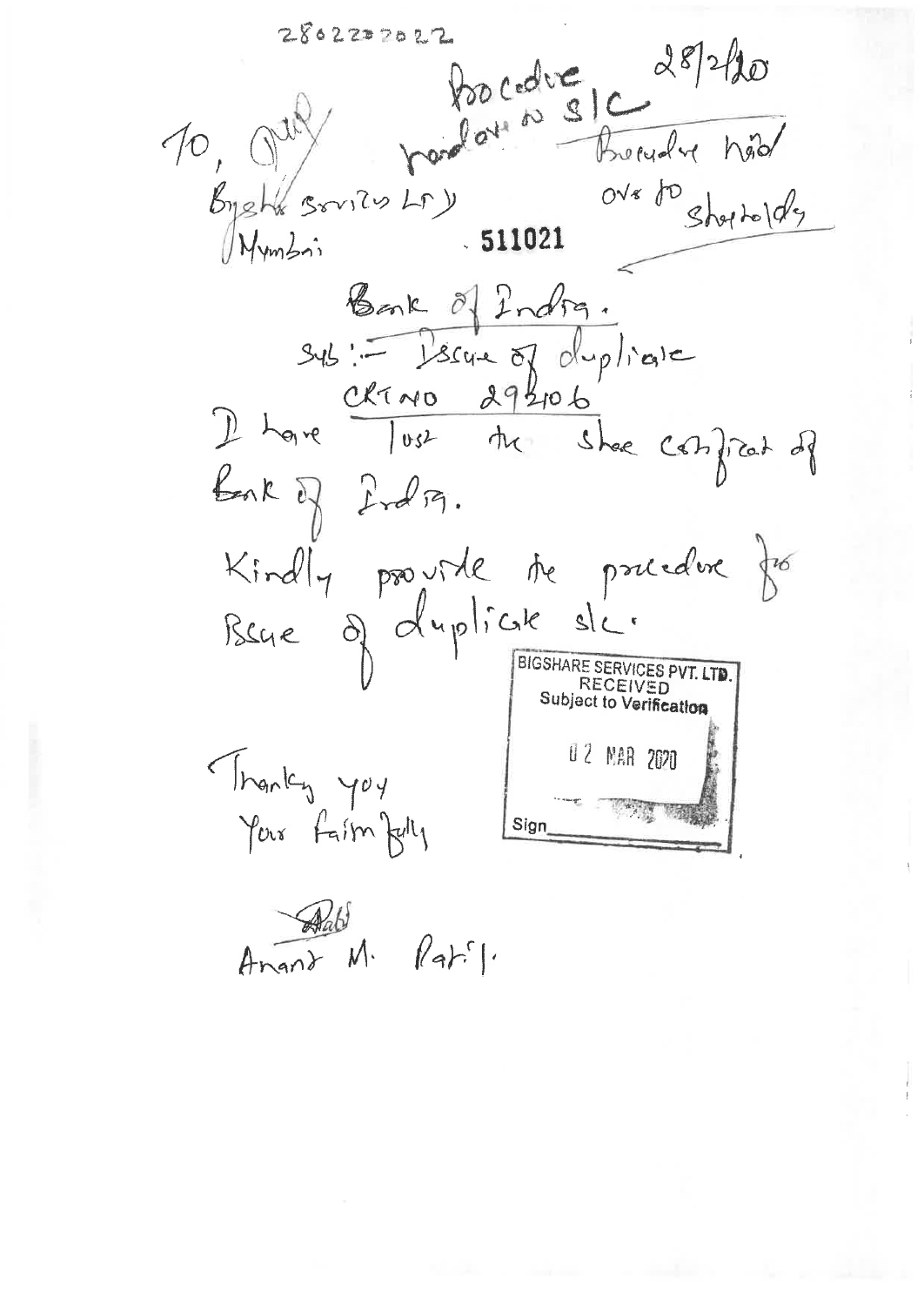28022020022

Procedure 28/2/20
handover to SIC
Procedure hand over to shareholder

To, OMP

Bigshare Services LTD

Mumbai

511021

Bank of India.

Sub :- Issue of duplicate CRT NO 29206

I have lost the share certificate of Bank of India.

Kindly provide the procedure for Issue of duplicate s/c.

BIGSHARE SERVICES PVT. LTD.
RECEIVED
Subject to Verification

02 MAR 2020

Sign\_\_\_\_\_\_\_\_\_\_

Thanks you
Your faithfully

Anand M. Patil.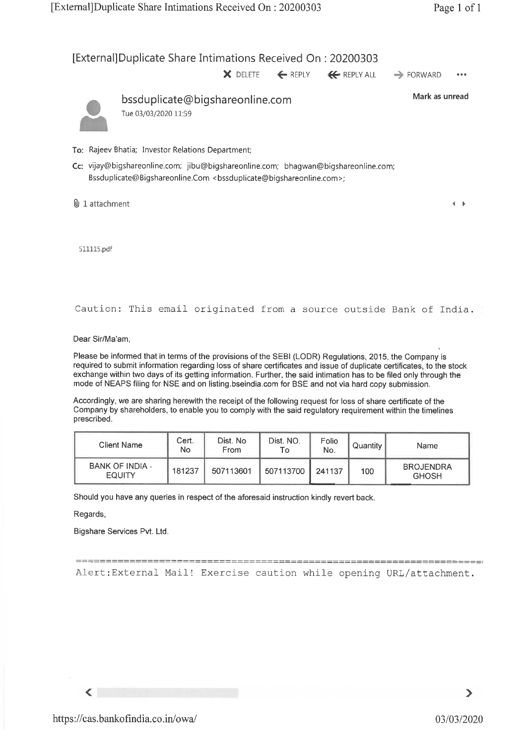# [External]Duplicate Share Intimations Received On : 20200303

DELETE | REPLY | REPLY ALL | FORWARD | ...

**bssduplicate@bigshareonline.com**

Tue 03/03/2020 11:59

Mark as unread

To: Rajeev Bhatia; Investor Relations Department;

Cc: vijay@bigshareonline.com; jibu@bigshareonline.com; bhagwan@bigshareonline.com; Bssduplicate@Bigshareonline.Com <bssduplicate@bigshareonline.com>;

1 attachment

511115.pdf

Caution: This email originated from a source outside Bank of India.

Dear Sir/Ma'am,

Please be informed that in terms of the provisions of the SEBI (LODR) Regulations, 2015, the Company is required to submit information regarding loss of share certificates and issue of duplicate certificates, to the stock exchange within two days of its getting information. Further, the said intimation has to be filed only through the mode of NEAPS filing for NSE and on listing.bseindia.com for BSE and not via hard copy submission.

Accordingly, we are sharing herewith the receipt of the following request for loss of share certificate of the Company by shareholders, to enable you to comply with the said regulatory requirement within the timelines prescribed.

| Client Name | Cert. No | Dist. No From | Dist. NO. To | Folio No. | Quantity | Name |
|---|---|---|---|---|---|---|
| BANK OF INDIA - EQUITY | 181237 | 507113601 | 507113700 | 241137 | 100 | BROJENDRA GHOSH |

Should you have any queries in respect of the aforesaid instruction kindly revert back.

Regards,

Bigshare Services Pvt. Ltd.

Alert:External Mail! Exercise caution while opening URL/attachment.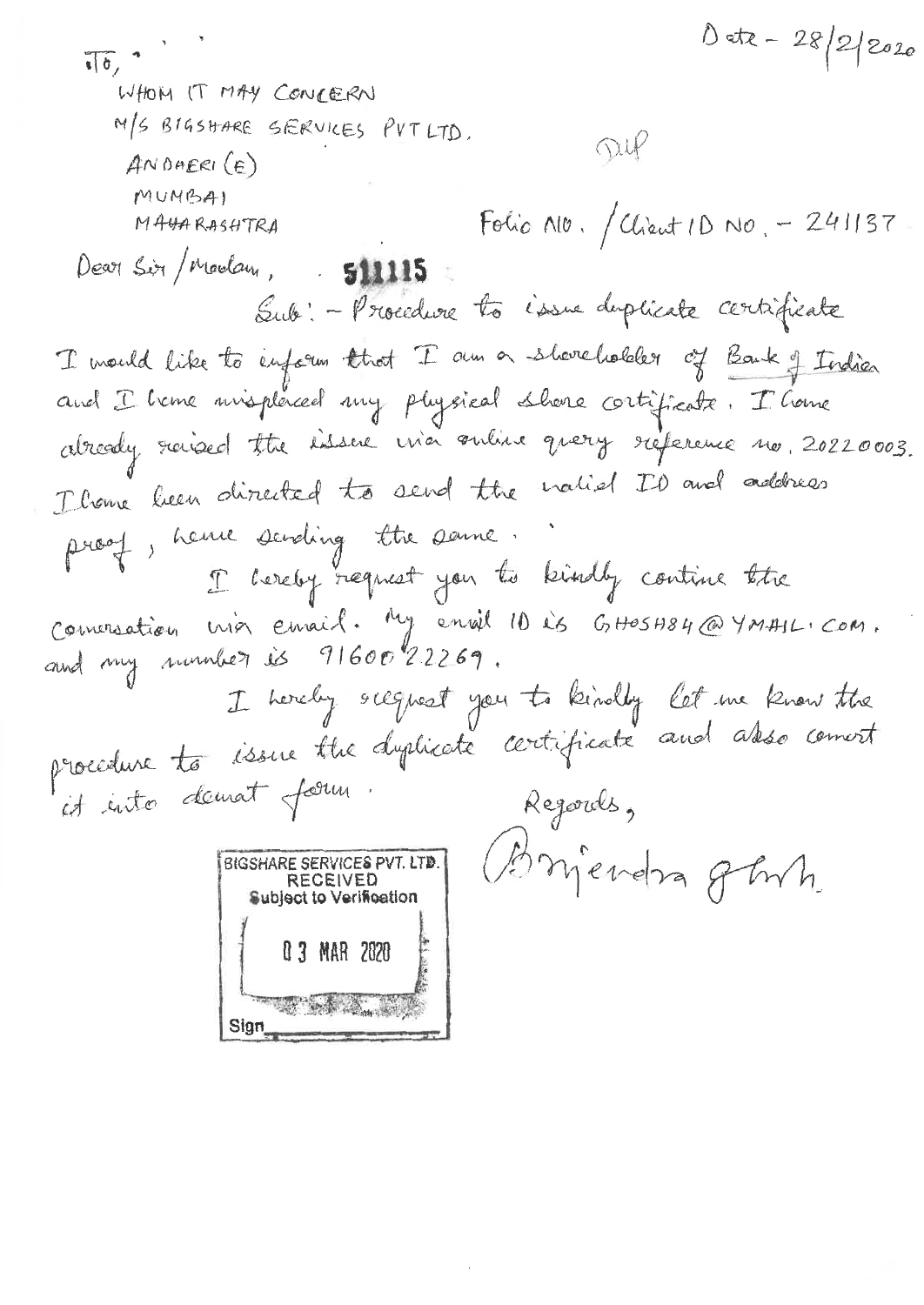Date - 28/2/2020

To,

WHOM IT MAY CONCERN

M/S BIGSHARE SERVICES PVT LTD.

ANDHERI (E)

MUMBAI

MAHARASHTRA

DUP

Folio NO. / Client ID NO. - 241137

Dear Sir / Madam, **511115**

Sub: - Procedure to issue duplicate certificate

I would like to inform that I am a shareholder of Bank of India and I have misplaced my physical share certificate. I have already raised the issue via online query reference no. 20220003. I have been directed to send the valid ID and address proof, hence sending the same.

I hereby request you to kindly continue the conversation via email. My email ID is GHOSH84@YMAIL.COM. and my number is 9160022269.

I hereby request you to kindly let me know the procedure to issue the duplicate certificate and also convert it into demat form.

Regards,

Brijendra Ghosh

BIGSHARE SERVICES PVT. LTD.
RECEIVED
Subject to Verification
03 MAR 2020
Sign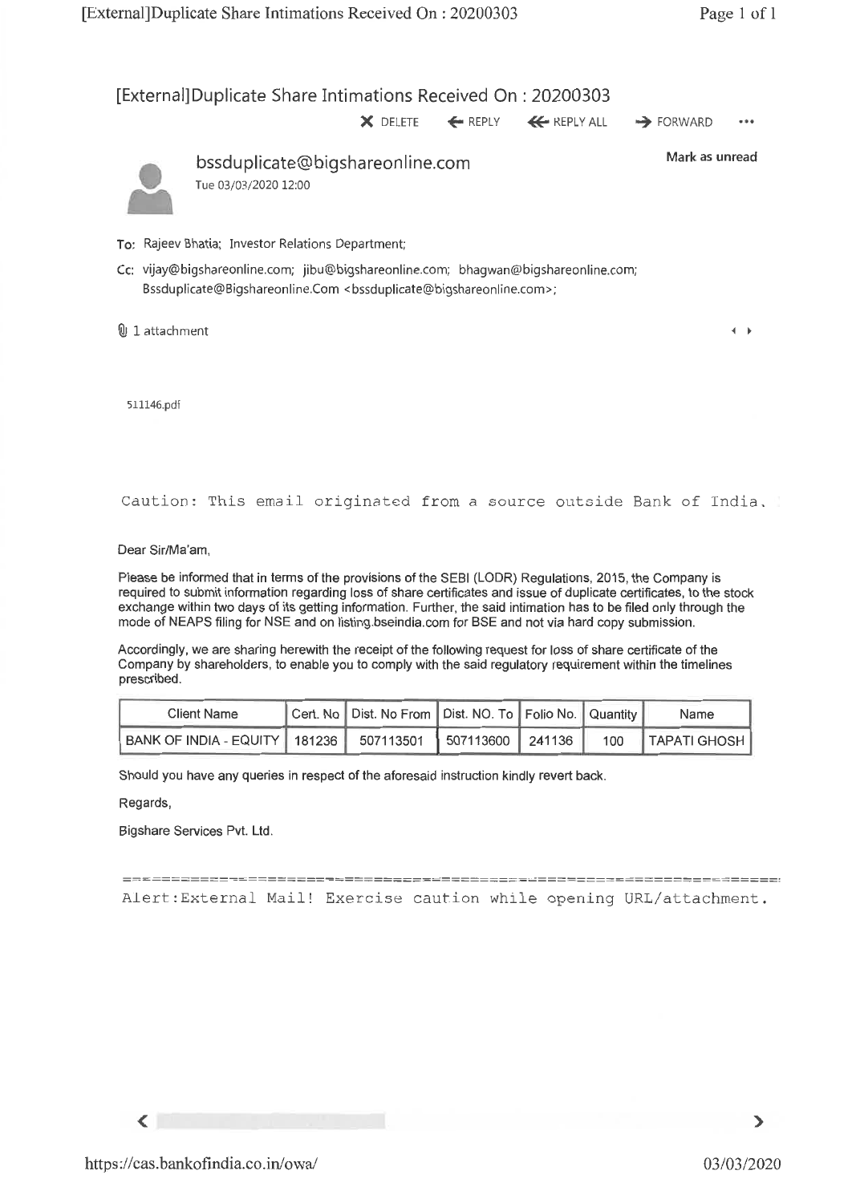# [External]Duplicate Share Intimations Received On : 20200303

DELETE REPLY REPLY ALL FORWARD ...

**bssduplicate@bigshareonline.com**

Tue 03/03/2020 12:00

Mark as unread

To: Rajeev Bhatia; Investor Relations Department;

Cc: vijay@bigshareonline.com; jibu@bigshareonline.com; bhagwan@bigshareonline.com; Bssduplicate@Bigshareonline.Com <bssduplicate@bigshareonline.com>;

1 attachment

511146.pdf

Caution: This email originated from a source outside Bank of India.

Dear Sir/Ma'am,

Please be informed that in terms of the provisions of the SEBI (LODR) Regulations, 2015, the Company is required to submit information regarding loss of share certificates and issue of duplicate certificates, to the stock exchange within two days of its getting information. Further, the said intimation has to be filed only through the mode of NEAPS filing for NSE and on listing.bseindia.com for BSE and not via hard copy submission.

Accordingly, we are sharing herewith the receipt of the following request for loss of share certificate of the Company by shareholders, to enable you to comply with the said regulatory requirement within the timelines prescribed.

| Client Name | Cert. No | Dist. No From | Dist. NO. To | Folio No. | Quantity | Name |
|---|---|---|---|---|---|---|
| BANK OF INDIA - EQUITY | 181236 | 507113501 | 507113600 | 241136 | 100 | TAPATI GHOSH |

Should you have any queries in respect of the aforesaid instruction kindly revert back.

Regards,

Bigshare Services Pvt. Ltd.

Alert:External Mail! Exercise caution while opening URL/attachment.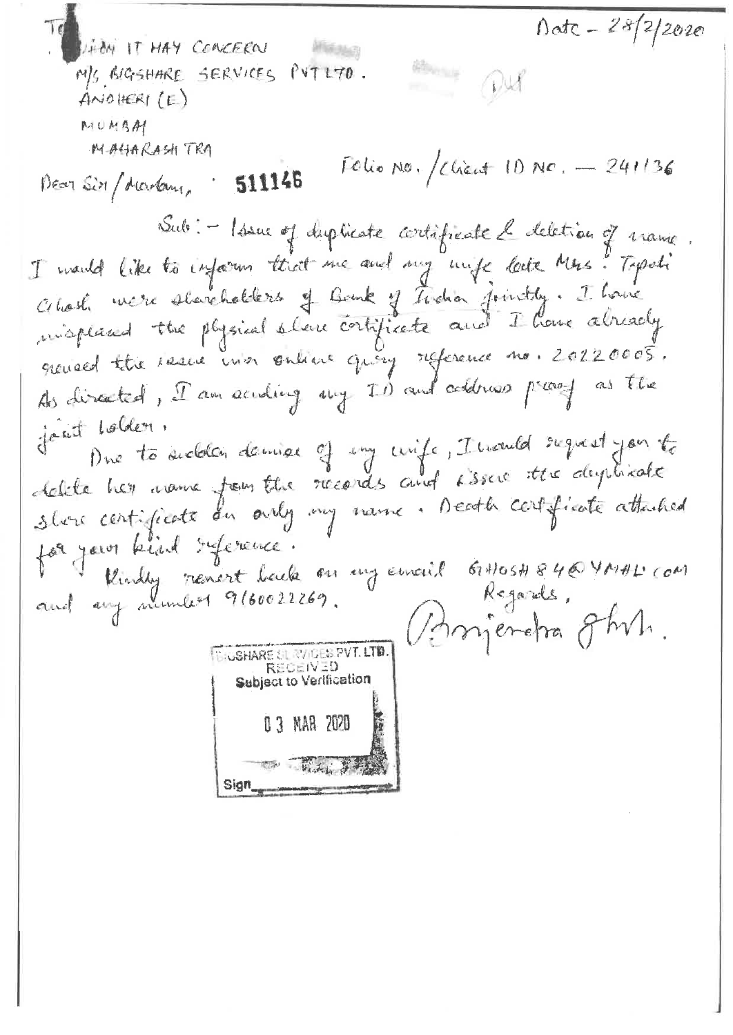Date – 28/2/2020

To
WHOM IT MAY CONCERN
M/S. BIGSHARE SERVICES PVT LTD.
ANDHERI (E)
MUMBAI
MAHARASHTRA

Dear Sir/Madam, 511146

Folio No. / Client ID No. — 241136

Sub:- Issue of duplicate certificate & deletion of name.

I would like to inform that me and my wife late Mrs. Tripti Ghosh were shareholders of Bank of India jointly. I have misplaced the physical share certificate and I have already raised the issue via online query reference no. 20220005. As directed, I am sending my ID and address proof as the joint holder.

Due to sudden demise of my wife, I would request you to delete her name from the records and issue the duplicate share certificate in only my name. Death certificate attached for your kind reference.

Kindly revert back on my email GHOSH84@YMAIL.COM and my number 9160022269.

Regards,
Brajendra Ghosh.

BIGSHARE SERVICES PVT. LTD.
RECEIVED
Subject to Verification
03 MAR 2020
Sign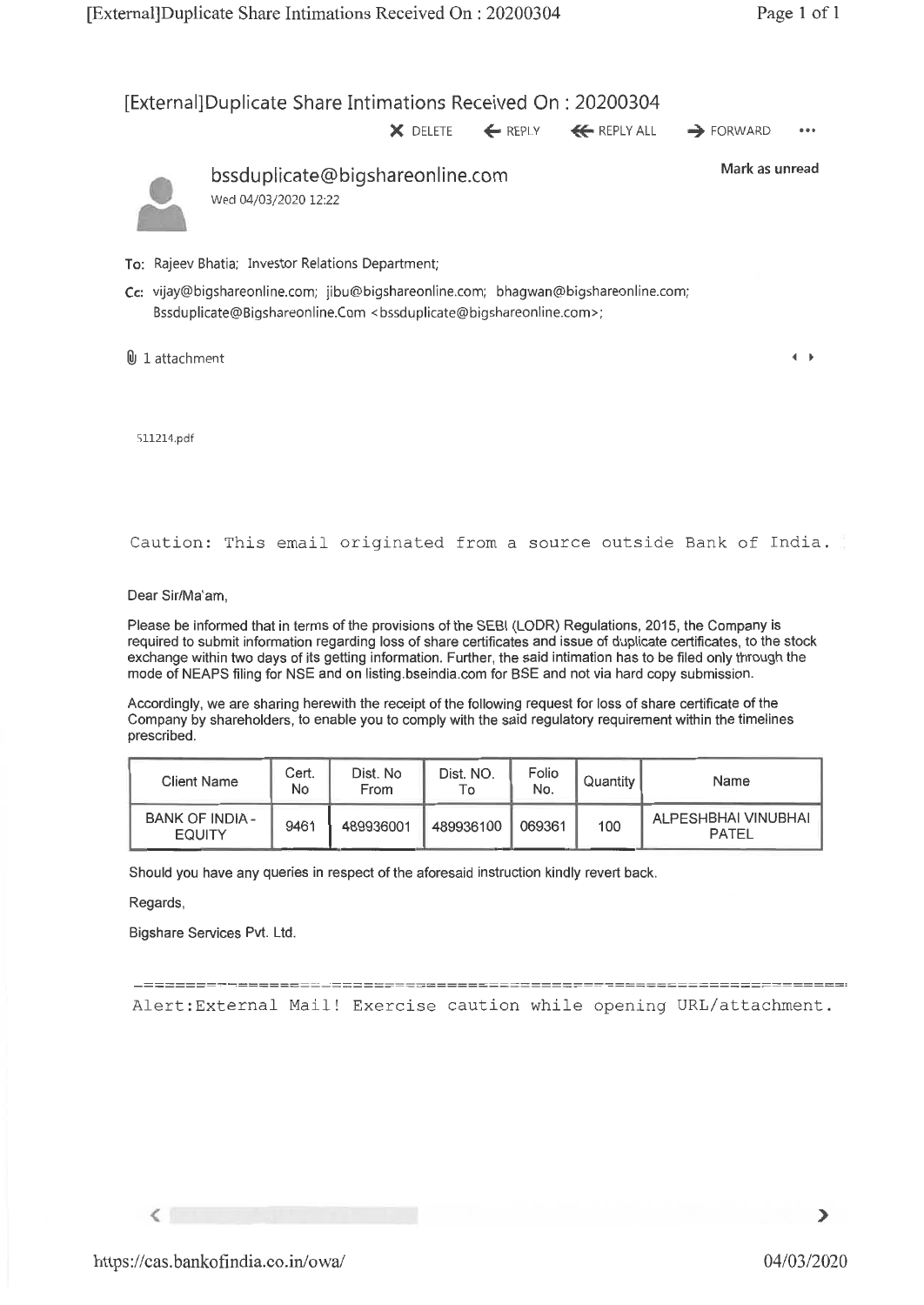# [External]Duplicate Share Intimations Received On : 20200304

X DELETE ← REPLY ⟸ REPLY ALL → FORWARD •••

**bssduplicate@bigshareonline.com**

Wed 04/03/2020 12:22

Mark as unread

To: Rajeev Bhatia; Investor Relations Department;

Cc: vijay@bigshareonline.com; jibu@bigshareonline.com; bhagwan@bigshareonline.com; Bssduplicate@Bigshareonline.Com <bssduplicate@bigshareonline.com>;

1 attachment

511214.pdf

```
Caution: This email originated from a source outside Bank of India.
```

Dear Sir/Ma'am,

Please be informed that in terms of the provisions of the SEBI (LODR) Regulations, 2015, the Company is required to submit information regarding loss of share certificates and issue of duplicate certificates, to the stock exchange within two days of its getting information. Further, the said intimation has to be filed only through the mode of NEAPS filing for NSE and on listing.bseindia.com for BSE and not via hard copy submission.

Accordingly, we are sharing herewith the receipt of the following request for loss of share certificate of the Company by shareholders, to enable you to comply with the said regulatory requirement within the timelines prescribed.

| Client Name | Cert. No | Dist. No From | Dist. NO. To | Folio No. | Quantity | Name |
|---|---|---|---|---|---|---|
| BANK OF INDIA - EQUITY | 9461 | 489936001 | 489936100 | 069361 | 100 | ALPESHBHAI VINUBHAI PATEL |

Should you have any queries in respect of the aforesaid instruction kindly revert back.

Regards,

Bigshare Services Pvt. Ltd.

```
Alert:External Mail! Exercise caution while opening URL/attachment.
```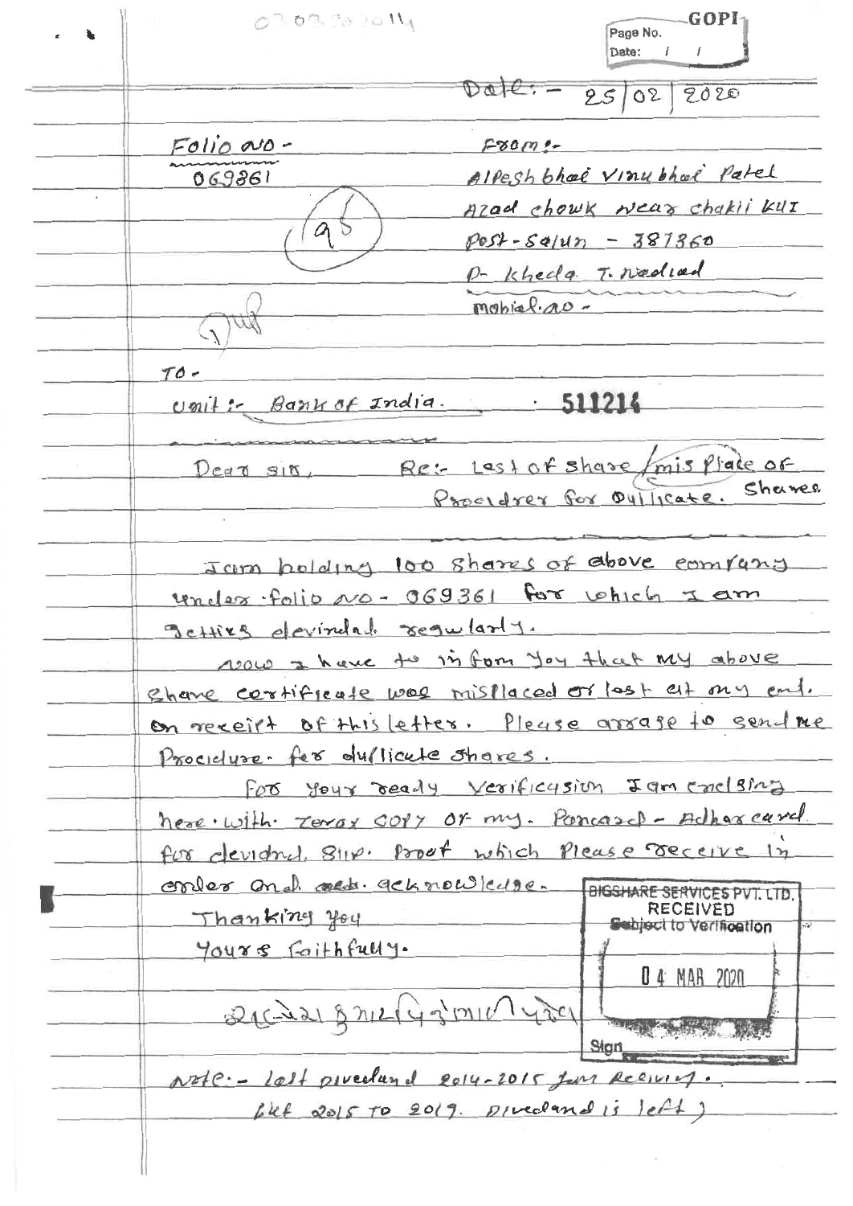0303320114

GOPI

Page No.
Date: / /

Date:- 25/02/2020

Folio no-
069861

From:-
Alpeshbhai Vinubhai Patel
Azad chowk near chakli kui
post-salun - 387360
D- kheda T. nadiad
mobial.no -

(98)

TO-
unit:- Bank of India. 511216

Dear sir, Re:- Lost of share/misplace of Procedrer for Duplicate. Shares

I am holding 100 shares of above company under folio no - 069361 for which I am getting devindad regularly.

now I have to inform you that my above share certificate was misplaced or lost at my end. on receipt of this letter. Please arrage to send me procedure for duplicate shares.

For your ready verificasion I am enclsing here with Zerox copy of my. Poncard - Adhar card for devidnd. slip. proof which please receive in order and ack. acknowledge.

Thanking you
Yours faithfully.

અલ્પેશભાઈ વિનુભાઈ પટેલ

BIGSHARE SERVICES PVT. LTD.
RECEIVED
Subject to Verification
04 MAR 2020
Sign

Note:- last divedand 2014-2015 fun Receiving.
but 2015 to 2019. Divedand is left)